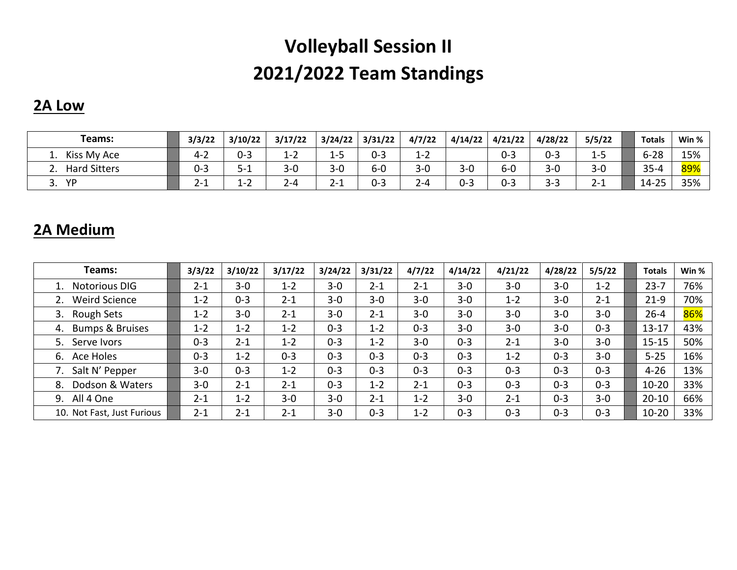# Volleyball Session II
# 2021/2022 Team Standings

## 2A Low

| Teams: | | 3/3/22 | 3/10/22 | 3/17/22 | 3/24/22 | 3/31/22 | 4/7/22 | 4/14/22 | 4/21/22 | 4/28/22 | 5/5/22 | | Totals | Win % |
|---|---|---|---|---|---|---|---|---|---|---|---|---|---|---|
| 1. Kiss My Ace | | 4-2 | 0-3 | 1-2 | 1-5 | 0-3 | 1-2 | | 0-3 | 0-3 | 1-5 | | 6-28 | 15% |
| 2. Hard Sitters | | 0-3 | 5-1 | 3-0 | 3-0 | 6-0 | 3-0 | 3-0 | 6-0 | 3-0 | 3-0 | | 35-4 | 89% |
| 3. YP | | 2-1 | 1-2 | 2-4 | 2-1 | 0-3 | 2-4 | 0-3 | 0-3 | 3-3 | 2-1 | | 14-25 | 35% |

## 2A Medium

| Teams: | | 3/3/22 | 3/10/22 | 3/17/22 | 3/24/22 | 3/31/22 | 4/7/22 | 4/14/22 | 4/21/22 | 4/28/22 | 5/5/22 | | Totals | Win % |
|---|---|---|---|---|---|---|---|---|---|---|---|---|---|---|
| 1. Notorious DIG | | 2-1 | 3-0 | 1-2 | 3-0 | 2-1 | 2-1 | 3-0 | 3-0 | 3-0 | 1-2 | | 23-7 | 76% |
| 2. Weird Science | | 1-2 | 0-3 | 2-1 | 3-0 | 3-0 | 3-0 | 3-0 | 1-2 | 3-0 | 2-1 | | 21-9 | 70% |
| 3. Rough Sets | | 1-2 | 3-0 | 2-1 | 3-0 | 2-1 | 3-0 | 3-0 | 3-0 | 3-0 | 3-0 | | 26-4 | 86% |
| 4. Bumps & Bruises | | 1-2 | 1-2 | 1-2 | 0-3 | 1-2 | 0-3 | 3-0 | 3-0 | 3-0 | 0-3 | | 13-17 | 43% |
| 5. Serve Ivors | | 0-3 | 2-1 | 1-2 | 0-3 | 1-2 | 3-0 | 0-3 | 2-1 | 3-0 | 3-0 | | 15-15 | 50% |
| 6. Ace Holes | | 0-3 | 1-2 | 0-3 | 0-3 | 0-3 | 0-3 | 0-3 | 1-2 | 0-3 | 3-0 | | 5-25 | 16% |
| 7. Salt N' Pepper | | 3-0 | 0-3 | 1-2 | 0-3 | 0-3 | 0-3 | 0-3 | 0-3 | 0-3 | 0-3 | | 4-26 | 13% |
| 8. Dodson & Waters | | 3-0 | 2-1 | 2-1 | 0-3 | 1-2 | 2-1 | 0-3 | 0-3 | 0-3 | 0-3 | | 10-20 | 33% |
| 9. All 4 One | | 2-1 | 1-2 | 3-0 | 3-0 | 2-1 | 1-2 | 3-0 | 2-1 | 0-3 | 3-0 | | 20-10 | 66% |
| 10. Not Fast, Just Furious | | 2-1 | 2-1 | 2-1 | 3-0 | 0-3 | 1-2 | 0-3 | 0-3 | 0-3 | 0-3 | | 10-20 | 33% |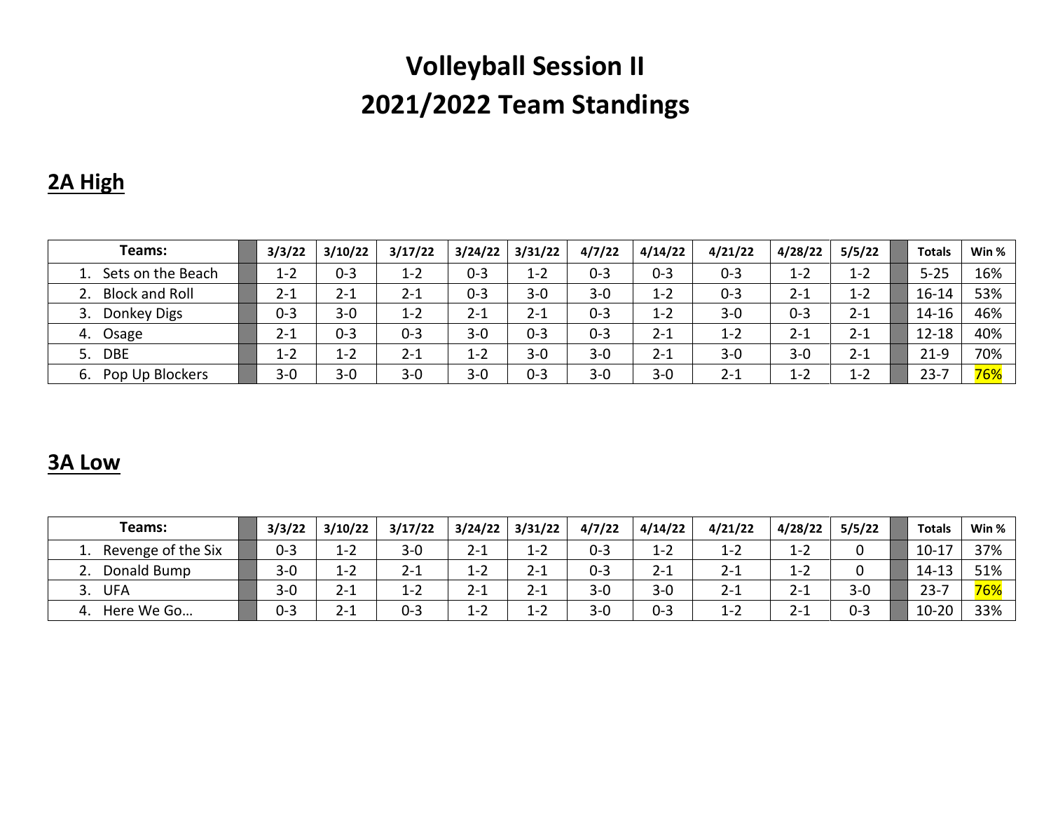# Volleyball Session II
# 2021/2022 Team Standings

## 2A High

| Teams: | | 3/3/22 | 3/10/22 | 3/17/22 | 3/24/22 | 3/31/22 | 4/7/22 | 4/14/22 | 4/21/22 | 4/28/22 | 5/5/22 | | Totals | Win % |
|---|---|---|---|---|---|---|---|---|---|---|---|---|---|---|
| 1. Sets on the Beach | | 1-2 | 0-3 | 1-2 | 0-3 | 1-2 | 0-3 | 0-3 | 0-3 | 1-2 | 1-2 | | 5-25 | 16% |
| 2. Block and Roll | | 2-1 | 2-1 | 2-1 | 0-3 | 3-0 | 3-0 | 1-2 | 0-3 | 2-1 | 1-2 | | 16-14 | 53% |
| 3. Donkey Digs | | 0-3 | 3-0 | 1-2 | 2-1 | 2-1 | 0-3 | 1-2 | 3-0 | 0-3 | 2-1 | | 14-16 | 46% |
| 4. Osage | | 2-1 | 0-3 | 0-3 | 3-0 | 0-3 | 0-3 | 2-1 | 1-2 | 2-1 | 2-1 | | 12-18 | 40% |
| 5. DBE | | 1-2 | 1-2 | 2-1 | 1-2 | 3-0 | 3-0 | 2-1 | 3-0 | 3-0 | 2-1 | | 21-9 | 70% |
| 6. Pop Up Blockers | | 3-0 | 3-0 | 3-0 | 3-0 | 0-3 | 3-0 | 3-0 | 2-1 | 1-2 | 1-2 | | 23-7 | 76% |

## 3A Low

| Teams: | | 3/3/22 | 3/10/22 | 3/17/22 | 3/24/22 | 3/31/22 | 4/7/22 | 4/14/22 | 4/21/22 | 4/28/22 | 5/5/22 | | Totals | Win % |
|---|---|---|---|---|---|---|---|---|---|---|---|---|---|---|
| 1. Revenge of the Six | | 0-3 | 1-2 | 3-0 | 2-1 | 1-2 | 0-3 | 1-2 | 1-2 | 1-2 | 0 | | 10-17 | 37% |
| 2. Donald Bump | | 3-0 | 1-2 | 2-1 | 1-2 | 2-1 | 0-3 | 2-1 | 2-1 | 1-2 | 0 | | 14-13 | 51% |
| 3. UFA | | 3-0 | 2-1 | 1-2 | 2-1 | 2-1 | 3-0 | 3-0 | 2-1 | 2-1 | 3-0 | | 23-7 | 76% |
| 4. Here We Go… | | 0-3 | 2-1 | 0-3 | 1-2 | 1-2 | 3-0 | 0-3 | 1-2 | 2-1 | 0-3 | | 10-20 | 33% |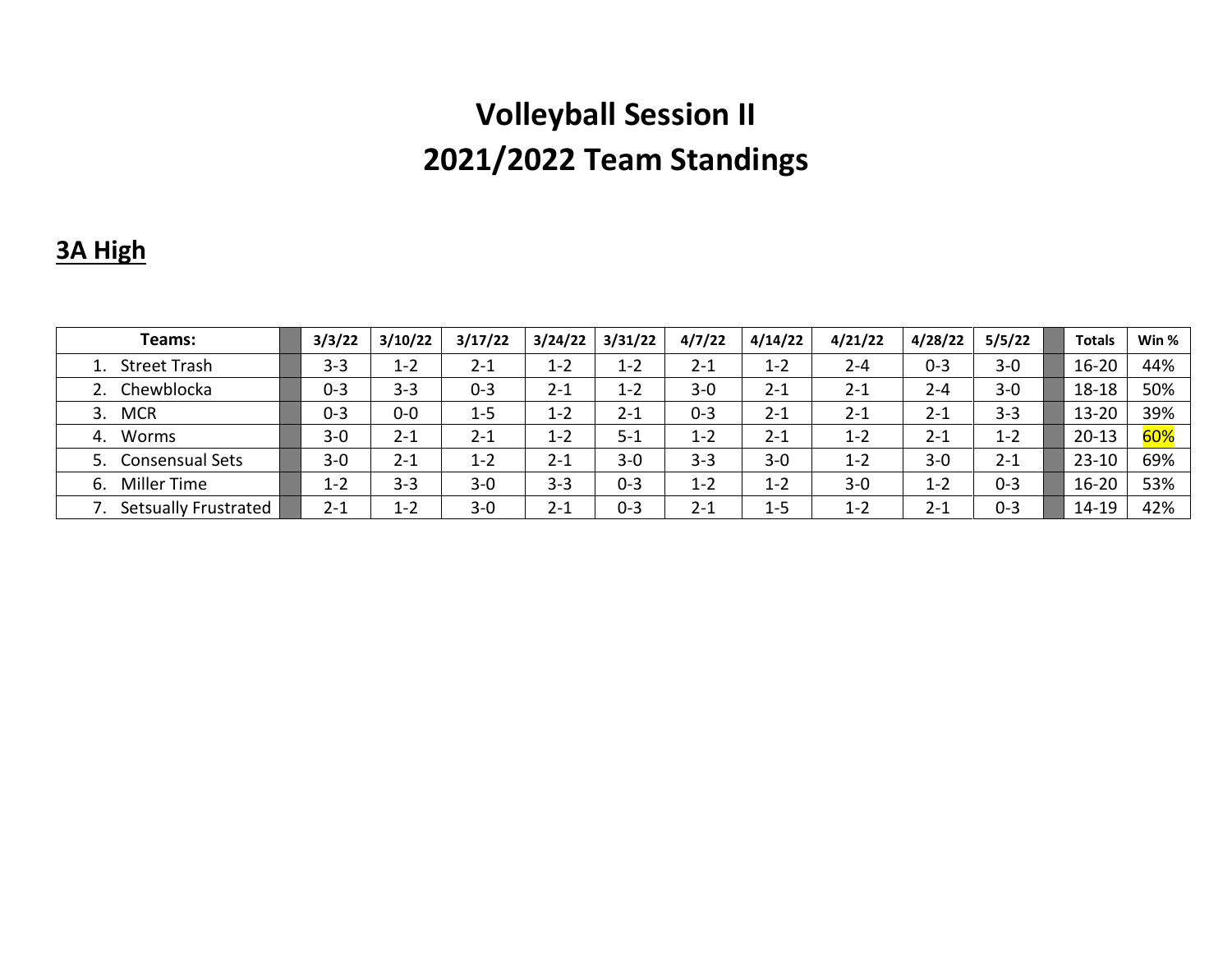# Volleyball Session II
# 2021/2022 Team Standings

## 3A High

| Teams: | | 3/3/22 | 3/10/22 | 3/17/22 | 3/24/22 | 3/31/22 | 4/7/22 | 4/14/22 | 4/21/22 | 4/28/22 | 5/5/22 | | Totals | Win % |
|---|---|---|---|---|---|---|---|---|---|---|---|---|---|---|
| 1. Street Trash | | 3-3 | 1-2 | 2-1 | 1-2 | 1-2 | 2-1 | 1-2 | 2-4 | 0-3 | 3-0 | | 16-20 | 44% |
| 2. Chewblocka | | 0-3 | 3-3 | 0-3 | 2-1 | 1-2 | 3-0 | 2-1 | 2-1 | 2-4 | 3-0 | | 18-18 | 50% |
| 3. MCR | | 0-3 | 0-0 | 1-5 | 1-2 | 2-1 | 0-3 | 2-1 | 2-1 | 2-1 | 3-3 | | 13-20 | 39% |
| 4. Worms | | 3-0 | 2-1 | 2-1 | 1-2 | 5-1 | 1-2 | 2-1 | 1-2 | 2-1 | 1-2 | | 20-13 | 60% |
| 5. Consensual Sets | | 3-0 | 2-1 | 1-2 | 2-1 | 3-0 | 3-3 | 3-0 | 1-2 | 3-0 | 2-1 | | 23-10 | 69% |
| 6. Miller Time | | 1-2 | 3-3 | 3-0 | 3-3 | 0-3 | 1-2 | 1-2 | 3-0 | 1-2 | 0-3 | | 16-20 | 53% |
| 7. Setsually Frustrated | | 2-1 | 1-2 | 3-0 | 2-1 | 0-3 | 2-1 | 1-5 | 1-2 | 2-1 | 0-3 | | 14-19 | 42% |